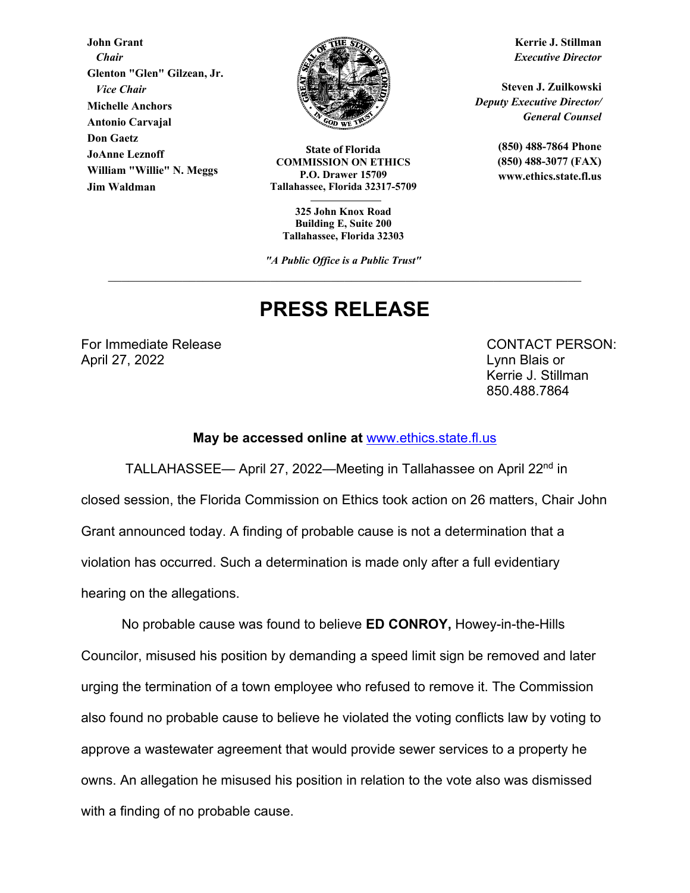**John Grant**
*Chair*
**Glenton "Glen" Gilzean, Jr.**
*Vice Chair*
**Michelle Anchors**
**Antonio Carvajal**
**Don Gaetz**
**JoAnne Leznoff**
**William "Willie" N. Meggs**
**Jim Waldman**

**State of Florida**
**COMMISSION ON ETHICS**
**P.O. Drawer 15709**
**Tallahassee, Florida 32317-5709**

**325 John Knox Road**
**Building E, Suite 200**
**Tallahassee, Florida 32303**

***"A Public Office is a Public Trust"***

**Kerrie J. Stillman**
*Executive Director*

**Steven J. Zuilkowski**
*Deputy Executive Director/*
*General Counsel*

**(850) 488-7864 Phone**
**(850) 488-3077 (FAX)**
**www.ethics.state.fl.us**

---

# PRESS RELEASE

For Immediate Release
April 27, 2022

CONTACT PERSON:
Lynn Blais or
Kerrie J. Stillman
850.488.7864

**May be accessed online at** www.ethics.state.fl.us

TALLAHASSEE— April 27, 2022—Meeting in Tallahassee on April 22nd in closed session, the Florida Commission on Ethics took action on 26 matters, Chair John Grant announced today. A finding of probable cause is not a determination that a violation has occurred. Such a determination is made only after a full evidentiary hearing on the allegations.

No probable cause was found to believe **ED CONROY,** Howey-in-the-Hills Councilor, misused his position by demanding a speed limit sign be removed and later urging the termination of a town employee who refused to remove it. The Commission also found no probable cause to believe he violated the voting conflicts law by voting to approve a wastewater agreement that would provide sewer services to a property he owns. An allegation he misused his position in relation to the vote also was dismissed with a finding of no probable cause.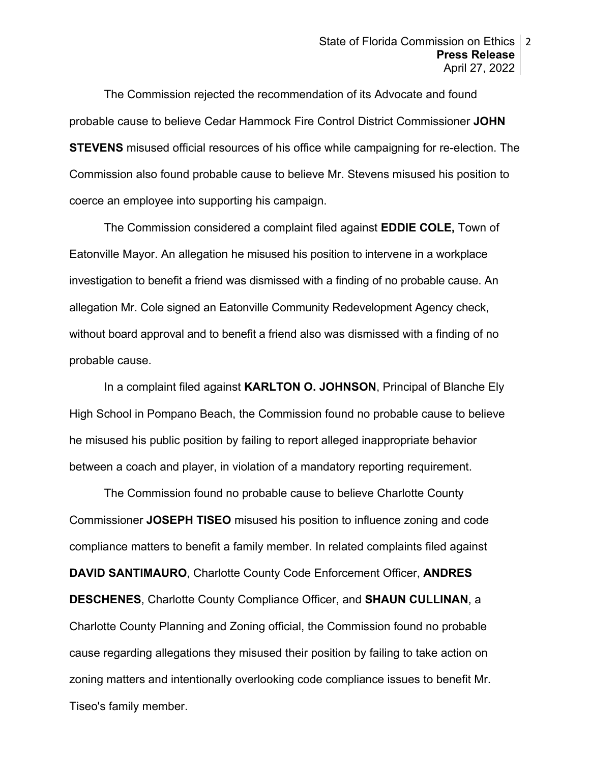The Commission rejected the recommendation of its Advocate and found probable cause to believe Cedar Hammock Fire Control District Commissioner **JOHN STEVENS** misused official resources of his office while campaigning for re-election. The Commission also found probable cause to believe Mr. Stevens misused his position to coerce an employee into supporting his campaign.

The Commission considered a complaint filed against **EDDIE COLE,** Town of Eatonville Mayor. An allegation he misused his position to intervene in a workplace investigation to benefit a friend was dismissed with a finding of no probable cause. An allegation Mr. Cole signed an Eatonville Community Redevelopment Agency check, without board approval and to benefit a friend also was dismissed with a finding of no probable cause.

In a complaint filed against **KARLTON O. JOHNSON**, Principal of Blanche Ely High School in Pompano Beach, the Commission found no probable cause to believe he misused his public position by failing to report alleged inappropriate behavior between a coach and player, in violation of a mandatory reporting requirement.

The Commission found no probable cause to believe Charlotte County Commissioner **JOSEPH TISEO** misused his position to influence zoning and code compliance matters to benefit a family member. In related complaints filed against **DAVID SANTIMAURO**, Charlotte County Code Enforcement Officer, **ANDRES DESCHENES**, Charlotte County Compliance Officer, and **SHAUN CULLINAN**, a Charlotte County Planning and Zoning official, the Commission found no probable cause regarding allegations they misused their position by failing to take action on zoning matters and intentionally overlooking code compliance issues to benefit Mr. Tiseo's family member.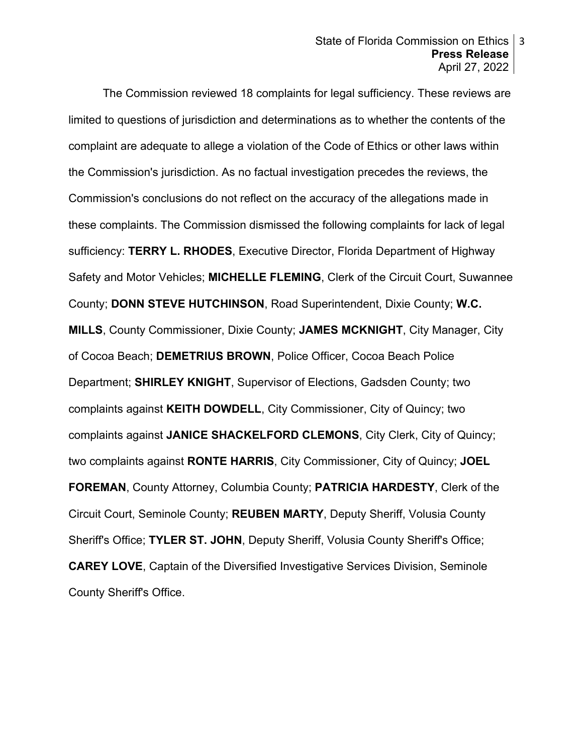The Commission reviewed 18 complaints for legal sufficiency. These reviews are limited to questions of jurisdiction and determinations as to whether the contents of the complaint are adequate to allege a violation of the Code of Ethics or other laws within the Commission's jurisdiction. As no factual investigation precedes the reviews, the Commission's conclusions do not reflect on the accuracy of the allegations made in these complaints. The Commission dismissed the following complaints for lack of legal sufficiency: **TERRY L. RHODES**, Executive Director, Florida Department of Highway Safety and Motor Vehicles; **MICHELLE FLEMING**, Clerk of the Circuit Court, Suwannee County; **DONN STEVE HUTCHINSON**, Road Superintendent, Dixie County; **W.C. MILLS**, County Commissioner, Dixie County; **JAMES MCKNIGHT**, City Manager, City of Cocoa Beach; **DEMETRIUS BROWN**, Police Officer, Cocoa Beach Police Department; **SHIRLEY KNIGHT**, Supervisor of Elections, Gadsden County; two complaints against **KEITH DOWDELL**, City Commissioner, City of Quincy; two complaints against **JANICE SHACKELFORD CLEMONS**, City Clerk, City of Quincy; two complaints against **RONTE HARRIS**, City Commissioner, City of Quincy; **JOEL FOREMAN**, County Attorney, Columbia County; **PATRICIA HARDESTY**, Clerk of the Circuit Court, Seminole County; **REUBEN MARTY**, Deputy Sheriff, Volusia County Sheriff's Office; **TYLER ST. JOHN**, Deputy Sheriff, Volusia County Sheriff's Office; **CAREY LOVE**, Captain of the Diversified Investigative Services Division, Seminole County Sheriff's Office.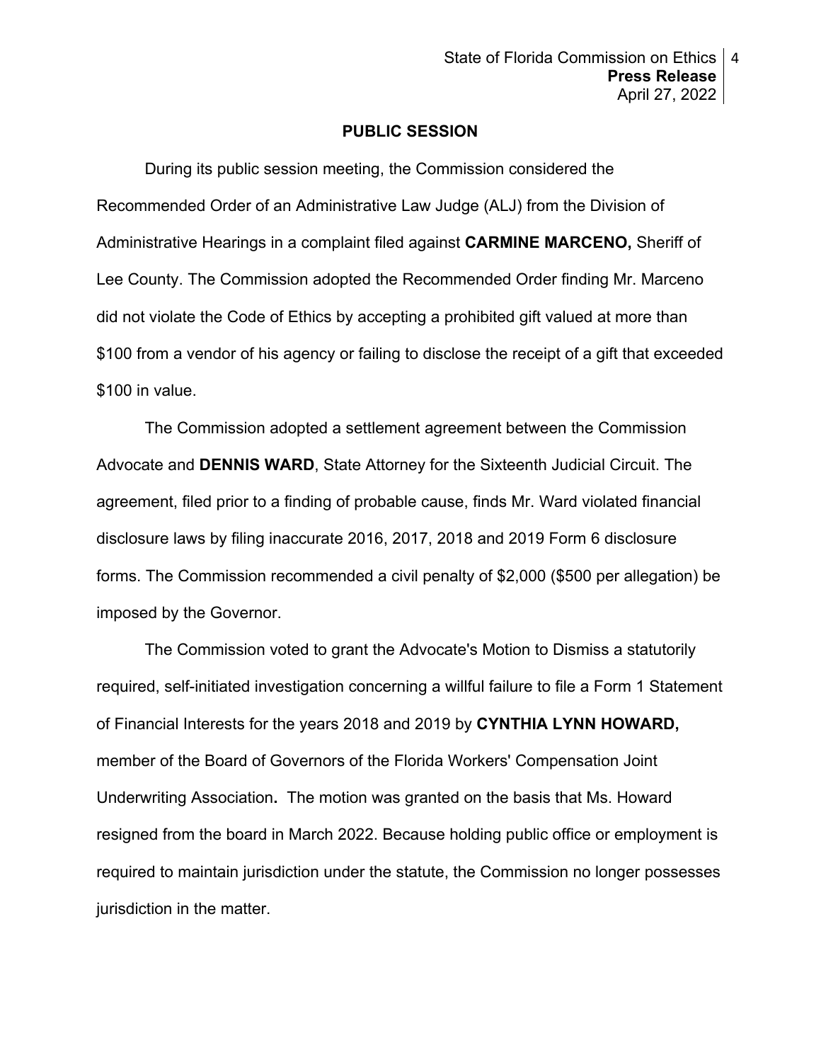## PUBLIC SESSION

During its public session meeting, the Commission considered the Recommended Order of an Administrative Law Judge (ALJ) from the Division of Administrative Hearings in a complaint filed against **CARMINE MARCENO,** Sheriff of Lee County. The Commission adopted the Recommended Order finding Mr. Marceno did not violate the Code of Ethics by accepting a prohibited gift valued at more than $100 from a vendor of his agency or failing to disclose the receipt of a gift that exceeded $100 in value.

The Commission adopted a settlement agreement between the Commission Advocate and **DENNIS WARD**, State Attorney for the Sixteenth Judicial Circuit. The agreement, filed prior to a finding of probable cause, finds Mr. Ward violated financial disclosure laws by filing inaccurate 2016, 2017, 2018 and 2019 Form 6 disclosure forms. The Commission recommended a civil penalty of $2,000 ($500 per allegation) be imposed by the Governor.

The Commission voted to grant the Advocate's Motion to Dismiss a statutorily required, self-initiated investigation concerning a willful failure to file a Form 1 Statement of Financial Interests for the years 2018 and 2019 by **CYNTHIA LYNN HOWARD,** member of the Board of Governors of the Florida Workers' Compensation Joint Underwriting Association**.** The motion was granted on the basis that Ms. Howard resigned from the board in March 2022. Because holding public office or employment is required to maintain jurisdiction under the statute, the Commission no longer possesses jurisdiction in the matter.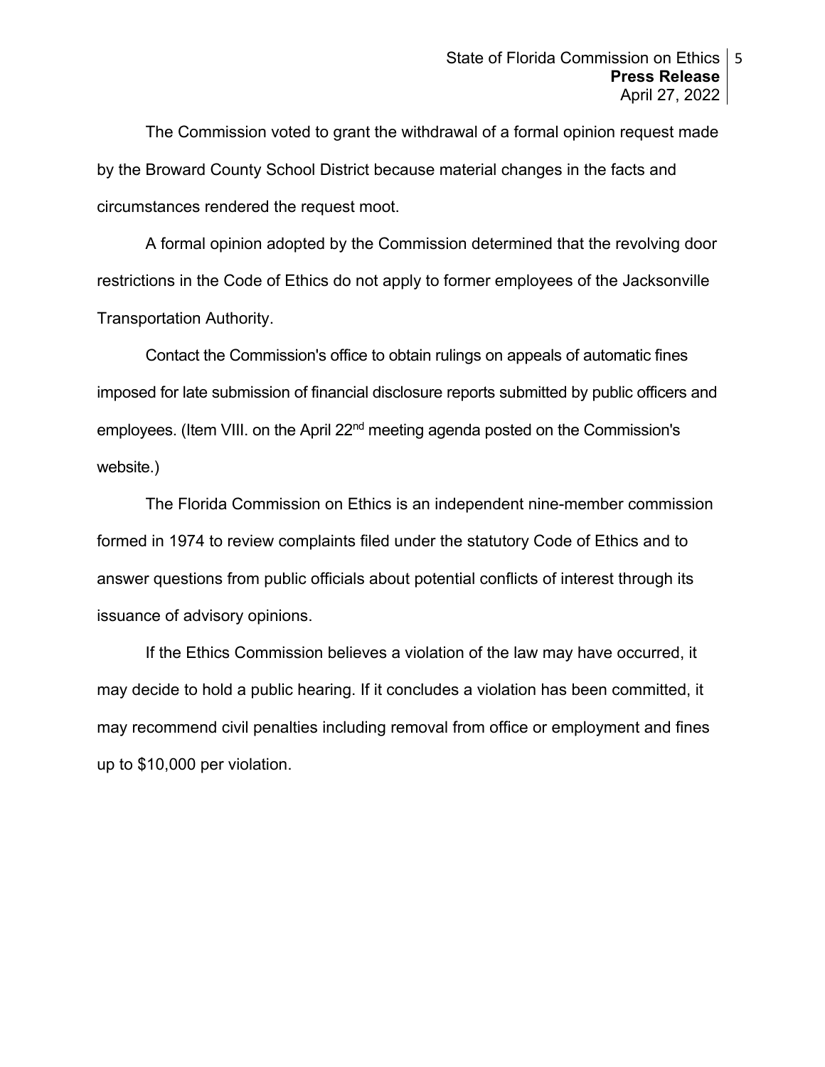The Commission voted to grant the withdrawal of a formal opinion request made by the Broward County School District because material changes in the facts and circumstances rendered the request moot.

A formal opinion adopted by the Commission determined that the revolving door restrictions in the Code of Ethics do not apply to former employees of the Jacksonville Transportation Authority.

Contact the Commission's office to obtain rulings on appeals of automatic fines imposed for late submission of financial disclosure reports submitted by public officers and employees. (Item VIII. on the April 22nd meeting agenda posted on the Commission's website.)

The Florida Commission on Ethics is an independent nine-member commission formed in 1974 to review complaints filed under the statutory Code of Ethics and to answer questions from public officials about potential conflicts of interest through its issuance of advisory opinions.

If the Ethics Commission believes a violation of the law may have occurred, it may decide to hold a public hearing. If it concludes a violation has been committed, it may recommend civil penalties including removal from office or employment and fines up to $10,000 per violation.